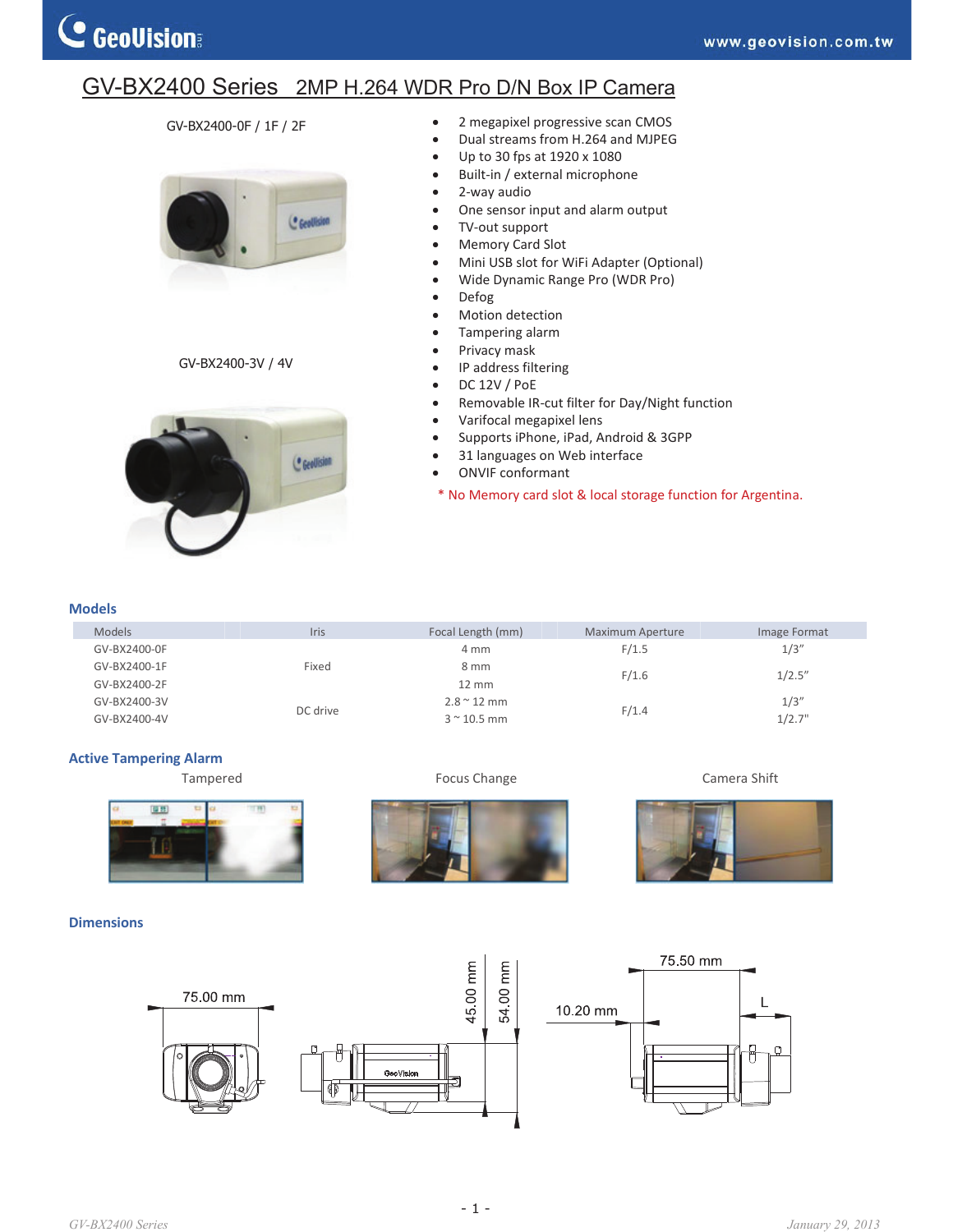// GV-BX2400 Series 2MP H.264 WDR Pro D/N Box IP Camera

GV-BX2400-0F / 1F / 2F

GV-BX2400-3V / 4V

- 2 megapixel progressive scan CMOS
- Dual streams from H.264 and MJPEG
- Up to 30 fps at 1920 x 1080
- Built-in / external microphone
- 2-way audio
- One sensor input and alarm output
- TV-out support
- Memory Card Slot
- Mini USB slot for WiFi Adapter (Optional)
- Wide Dynamic Range Pro (WDR Pro)
- Defog
- Motion detection
- Tampering alarm
- Privacy mask
- IP address filtering
- DC 12V / PoE
- Removable IR-cut filter for Day/Night function
- Varifocal megapixel lens
- Supports iPhone, iPad, Android & 3GPP
- 31 languages on Web interface
- ONVIF conformant

* No Memory card slot & local storage function for Argentina.

## Models

| Models | Iris | Focal Length (mm) | Maximum Aperture | Image Format |
|---|---|---|---|---|
| GV-BX2400-0F | Fixed | 4 mm | F/1.5 | 1/3" |
| GV-BX2400-1F | | 8 mm | F/1.6 | 1/2.5" |
| GV-BX2400-2F | | 12 mm | | |
| GV-BX2400-3V | DC drive | 2.8 ~ 12 mm | F/1.4 | 1/3" |
| GV-BX2400-4V | | 3 ~ 10.5 mm | | 1/2.7" |

## Active Tampering Alarm

Tampered

Focus Change

Camera Shift

## Dimensions

75.00 mm

45.00 mm

54.00 mm

75.50 mm

10.20 mm

L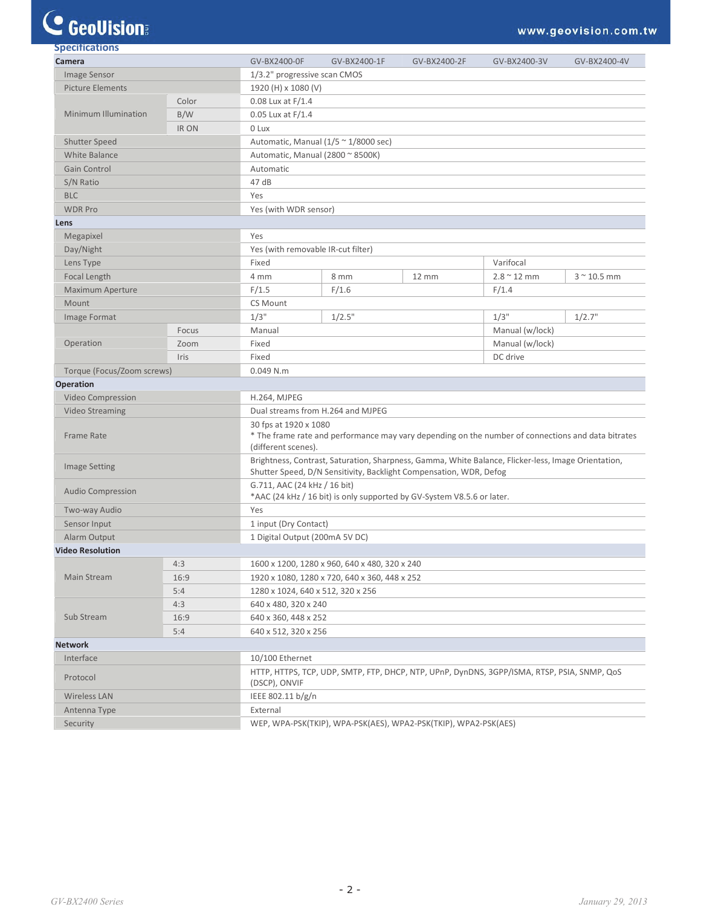## Specifications

| Camera | | | GV-BX2400-0F | GV-BX2400-1F | GV-BX2400-2F | GV-BX2400-3V | GV-BX2400-4V |
|---|---|---|---|---|---|---|---|
| Image Sensor | | | 1/3.2" progressive scan CMOS | | | | |
| Picture Elements | | | 1920 (H) x 1080 (V) | | | | |
| Minimum Illumination | Color | | 0.08 Lux at F/1.4 | | | | |
| | B/W | | 0.05 Lux at F/1.4 | | | | |
| | IR ON | | 0 Lux | | | | |
| Shutter Speed | | | Automatic, Manual (1/5 ~ 1/8000 sec) | | | | |
| White Balance | | | Automatic, Manual (2800 ~ 8500K) | | | | |
| Gain Control | | | Automatic | | | | |
| S/N Ratio | | | 47 dB | | | | |
| BLC | | | Yes | | | | |
| WDR Pro | | | Yes (with WDR sensor) | | | | |
| **Lens** | | | | | | | |
| Megapixel | | | Yes | | | | |
| Day/Night | | | Yes (with removable IR-cut filter) | | | | |
| Lens Type | | | Fixed | | | Varifocal | |
| Focal Length | | | 4 mm | 8 mm | 12 mm | 2.8 ~ 12 mm | 3 ~ 10.5 mm |
| Maximum Aperture | | | F/1.5 | F/1.6 | | F/1.4 | |
| Mount | | | CS Mount | | | | |
| Image Format | | | 1/3" | 1/2.5" | | 1/3" | 1/2.7" |
| Operation | Focus | | Manual | | | Manual (w/lock) | |
| | Zoom | | Fixed | | | Manual (w/lock) | |
| | Iris | | Fixed | | | DC drive | |
| Torque (Focus/Zoom screws) | | | 0.049 N.m | | | | |
| **Operation** | | | | | | | |
| Video Compression | | | H.264, MJPEG | | | | |
| Video Streaming | | | Dual streams from H.264 and MJPEG | | | | |
| Frame Rate | | | 30 fps at 1920 x 1080<br>* The frame rate and performance may vary depending on the number of connections and data bitrates (different scenes). | | | | |
| Image Setting | | | Brightness, Contrast, Saturation, Sharpness, Gamma, White Balance, Flicker-less, Image Orientation, Shutter Speed, D/N Sensitivity, Backlight Compensation, WDR, Defog | | | | |
| Audio Compression | | | G.711, AAC (24 kHz / 16 bit)<br>*AAC (24 kHz / 16 bit) is only supported by GV-System V8.5.6 or later. | | | | |
| Two-way Audio | | | Yes | | | | |
| Sensor Input | | | 1 input (Dry Contact) | | | | |
| Alarm Output | | | 1 Digital Output (200mA 5V DC) | | | | |
| **Video Resolution** | | | | | | | |
| Main Stream | 4:3 | | 1600 x 1200, 1280 x 960, 640 x 480, 320 x 240 | | | | |
| | 16:9 | | 1920 x 1080, 1280 x 720, 640 x 360, 448 x 252 | | | | |
| | 5:4 | | 1280 x 1024, 640 x 512, 320 x 256 | | | | |
| Sub Stream | 4:3 | | 640 x 480, 320 x 240 | | | | |
| | 16:9 | | 640 x 360, 448 x 252 | | | | |
| | 5:4 | | 640 x 512, 320 x 256 | | | | |
| **Network** | | | | | | | |
| Interface | | | 10/100 Ethernet | | | | |
| Protocol | | | HTTP, HTTPS, TCP, UDP, SMTP, FTP, DHCP, NTP, UPnP, DynDNS, 3GPP/ISMA, RTSP, PSIA, SNMP, QoS (DSCP), ONVIF | | | | |
| Wireless LAN | | | IEEE 802.11 b/g/n | | | | |
| Antenna Type | | | External | | | | |
| Security | | | WEP, WPA-PSK(TKIP), WPA-PSK(AES), WPA2-PSK(TKIP), WPA2-PSK(AES) | | | | |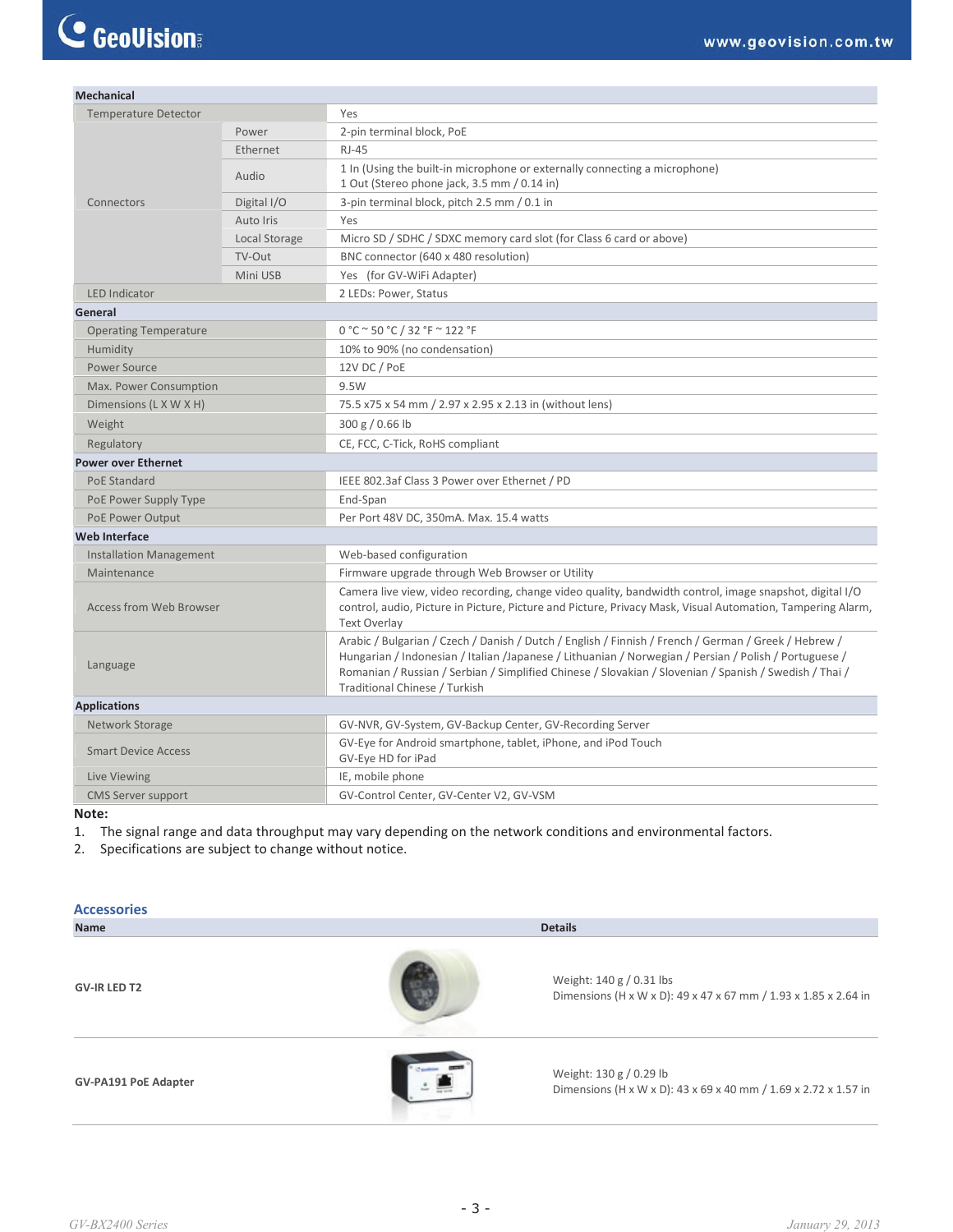| Mechanical | | |
|---|---|---|
| Temperature Detector | | Yes |
| Connectors | Power | 2-pin terminal block, PoE |
| | Ethernet | RJ-45 |
| | Audio | 1 In (Using the built-in microphone or externally connecting a microphone)<br>1 Out (Stereo phone jack, 3.5 mm / 0.14 in) |
| | Digital I/O | 3-pin terminal block, pitch 2.5 mm / 0.1 in |
| | Auto Iris | Yes |
| | Local Storage | Micro SD / SDHC / SDXC memory card slot (for Class 6 card or above) |
| | TV-Out | BNC connector (640 x 480 resolution) |
| | Mini USB | Yes (for GV-WiFi Adapter) |
| LED Indicator | | 2 LEDs: Power, Status |
| **General** | | |
| Operating Temperature | | 0 °C ~ 50 °C / 32 °F ~ 122 °F |
| Humidity | | 10% to 90% (no condensation) |
| Power Source | | 12V DC / PoE |
| Max. Power Consumption | | 9.5W |
| Dimensions (L X W X H) | | 75.5 x75 x 54 mm / 2.97 x 2.95 x 2.13 in (without lens) |
| Weight | | 300 g / 0.66 lb |
| Regulatory | | CE, FCC, C-Tick, RoHS compliant |
| **Power over Ethernet** | | |
| PoE Standard | | IEEE 802.3af Class 3 Power over Ethernet / PD |
| PoE Power Supply Type | | End-Span |
| PoE Power Output | | Per Port 48V DC, 350mA. Max. 15.4 watts |
| **Web Interface** | | |
| Installation Management | | Web-based configuration |
| Maintenance | | Firmware upgrade through Web Browser or Utility |
| Access from Web Browser | | Camera live view, video recording, change video quality, bandwidth control, image snapshot, digital I/O control, audio, Picture in Picture, Picture and Picture, Privacy Mask, Visual Automation, Tampering Alarm, Text Overlay |
| Language | | Arabic / Bulgarian / Czech / Danish / Dutch / English / Finnish / French / German / Greek / Hebrew / Hungarian / Indonesian / Italian /Japanese / Lithuanian / Norwegian / Persian / Polish / Portuguese / Romanian / Russian / Serbian / Simplified Chinese / Slovakian / Slovenian / Spanish / Swedish / Thai / Traditional Chinese / Turkish |
| **Applications** | | |
| Network Storage | | GV-NVR, GV-System, GV-Backup Center, GV-Recording Server |
| Smart Device Access | | GV-Eye for Android smartphone, tablet, iPhone, and iPod Touch<br>GV-Eye HD for iPad |
| Live Viewing | | IE, mobile phone |
| CMS Server support | | GV-Control Center, GV-Center V2, GV-VSM |

**Note:**

1. The signal range and data throughput may vary depending on the network conditions and environmental factors.
2. Specifications are subject to change without notice.

## Accessories

| Name | Details |
|---|---|
| **GV-IR LED T2** | Weight: 140 g / 0.31 lbs<br>Dimensions (H x W x D): 49 x 47 x 67 mm / 1.93 x 1.85 x 2.64 in |
| **GV-PA191 PoE Adapter** | Weight: 130 g / 0.29 lb<br>Dimensions (H x W x D): 43 x 69 x 40 mm / 1.69 x 2.72 x 1.57 in |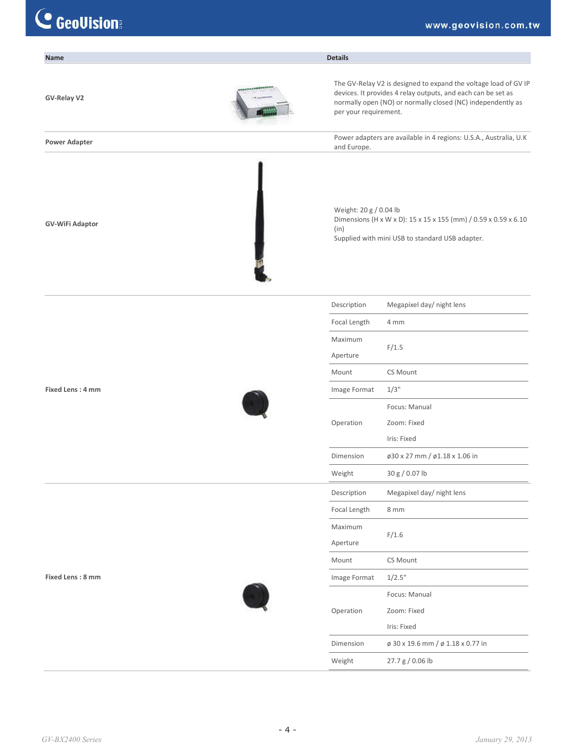| Name | Details |
| --- | --- |
| GV-Relay V2 | The GV-Relay V2 is designed to expand the voltage load of GV IP devices. It provides 4 relay outputs, and each can be set as normally open (NO) or normally closed (NC) independently as per your requirement. |
| Power Adapter | Power adapters are available in 4 regions: U.S.A., Australia, U.K and Europe. |
| GV-WiFi Adaptor | Weight: 20 g / 0.04 lb<br>Dimensions (H x W x D): 15 x 15 x 155 (mm) / 0.59 x 0.59 x 6.10 (in)<br>Supplied with mini USB to standard USB adapter. |
| Fixed Lens : 4 mm | Description: Megapixel day/ night lens<br>Focal Length: 4 mm<br>Maximum Aperture: F/1.5<br>Mount: CS Mount<br>Image Format: 1/3"<br>Operation: Focus: Manual, Zoom: Fixed, Iris: Fixed<br>Dimension: ø30 x 27 mm / ø1.18 x 1.06 in<br>Weight: 30 g / 0.07 lb |
| Fixed Lens : 8 mm | Description: Megapixel day/ night lens<br>Focal Length: 8 mm<br>Maximum Aperture: F/1.6<br>Mount: CS Mount<br>Image Format: 1/2.5"<br>Operation: Focus: Manual, Zoom: Fixed, Iris: Fixed<br>Dimension: ø 30 x 19.6 mm / ø 1.18 x 0.77 in<br>Weight: 27.7 g / 0.06 lb |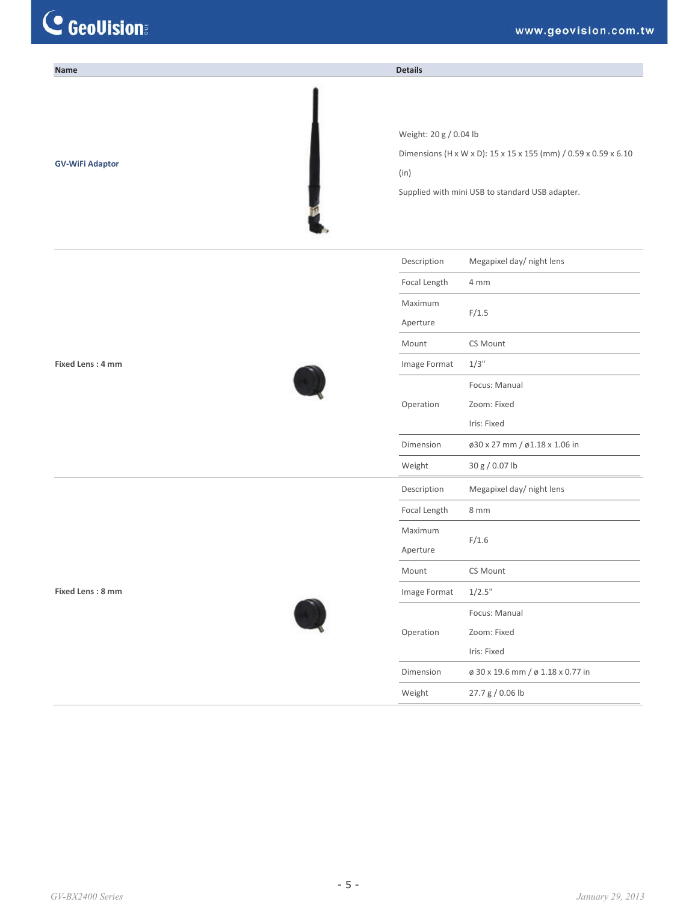| Name | Details |
| --- | --- |
| GV-WiFi Adaptor | Weight: 20 g / 0.04 lb<br>Dimensions (H x W x D): 15 x 15 x 155 (mm) / 0.59 x 0.59 x 6.10 (in)<br>Supplied with mini USB to standard USB adapter. |
| Fixed Lens : 4 mm | Description: Megapixel day/ night lens<br>Focal Length: 4 mm<br>Maximum Aperture: F/1.5<br>Mount: CS Mount<br>Image Format: 1/3"<br>Operation: Focus: Manual; Zoom: Fixed; Iris: Fixed<br>Dimension: ø30 x 27 mm / ø1.18 x 1.06 in<br>Weight: 30 g / 0.07 lb |
| Fixed Lens : 8 mm | Description: Megapixel day/ night lens<br>Focal Length: 8 mm<br>Maximum Aperture: F/1.6<br>Mount: CS Mount<br>Image Format: 1/2.5"<br>Operation: Focus: Manual; Zoom: Fixed; Iris: Fixed<br>Dimension: ø 30 x 19.6 mm / ø 1.18 x 0.77 in<br>Weight: 27.7 g / 0.06 lb |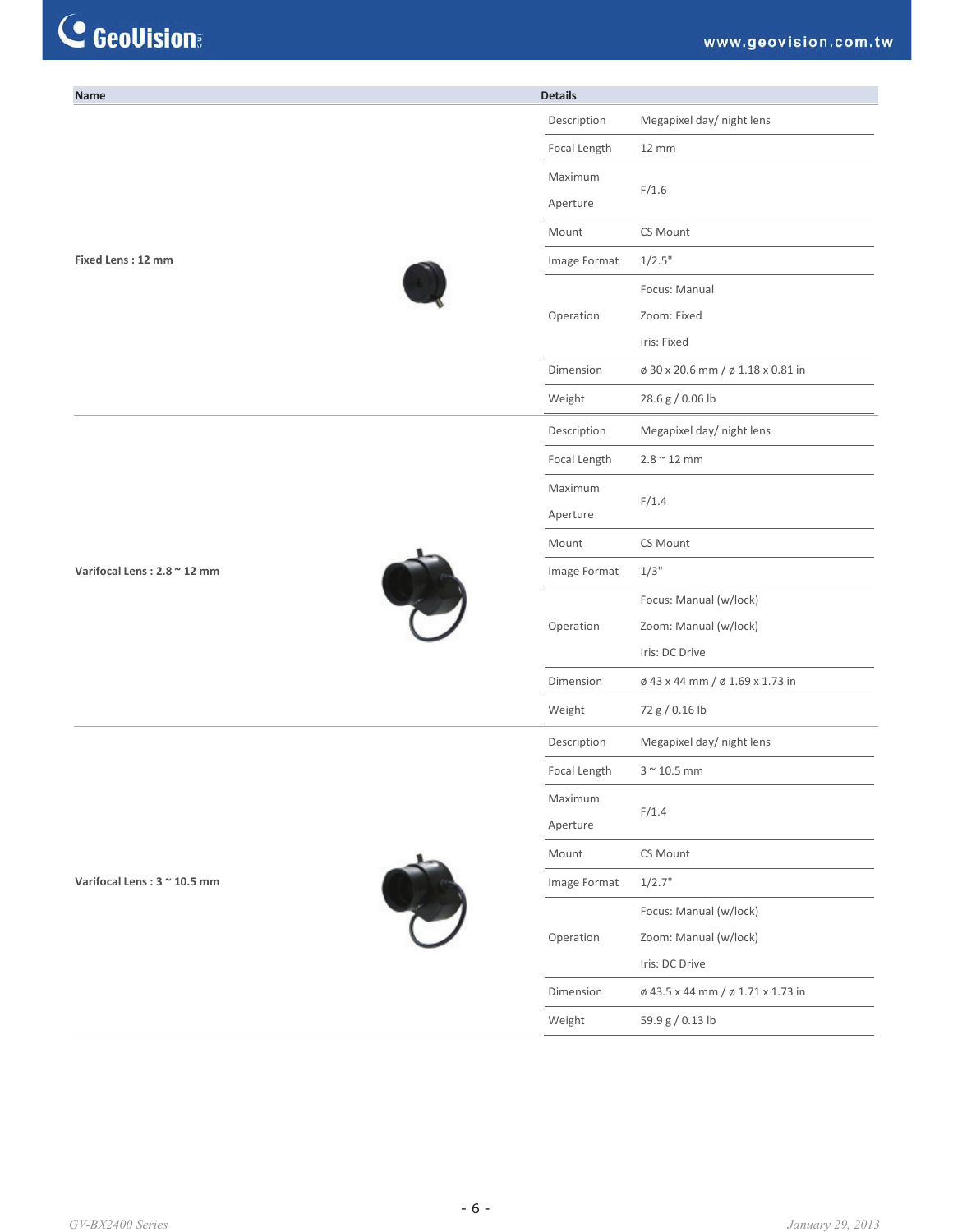| Name | Details | |
|---|---|---|
| Fixed Lens : 12 mm | Description | Megapixel day/ night lens |
| | Focal Length | 12 mm |
| | Maximum Aperture | F/1.6 |
| | Mount | CS Mount |
| | Image Format | 1/2.5" |
| | Operation | Focus: Manual<br>Zoom: Fixed<br>Iris: Fixed |
| | Dimension | ø 30 x 20.6 mm / ø 1.18 x 0.81 in |
| | Weight | 28.6 g / 0.06 lb |
| Varifocal Lens : 2.8 ~ 12 mm | Description | Megapixel day/ night lens |
| | Focal Length | 2.8 ~ 12 mm |
| | Maximum Aperture | F/1.4 |
| | Mount | CS Mount |
| | Image Format | 1/3" |
| | Operation | Focus: Manual (w/lock)<br>Zoom: Manual (w/lock)<br>Iris: DC Drive |
| | Dimension | ø 43 x 44 mm / ø 1.69 x 1.73 in |
| | Weight | 72 g / 0.16 lb |
| Varifocal Lens : 3 ~ 10.5 mm | Description | Megapixel day/ night lens |
| | Focal Length | 3 ~ 10.5 mm |
| | Maximum Aperture | F/1.4 |
| | Mount | CS Mount |
| | Image Format | 1/2.7" |
| | Operation | Focus: Manual (w/lock)<br>Zoom: Manual (w/lock)<br>Iris: DC Drive |
| | Dimension | ø 43.5 x 44 mm / ø 1.71 x 1.73 in |
| | Weight | 59.9 g / 0.13 lb |